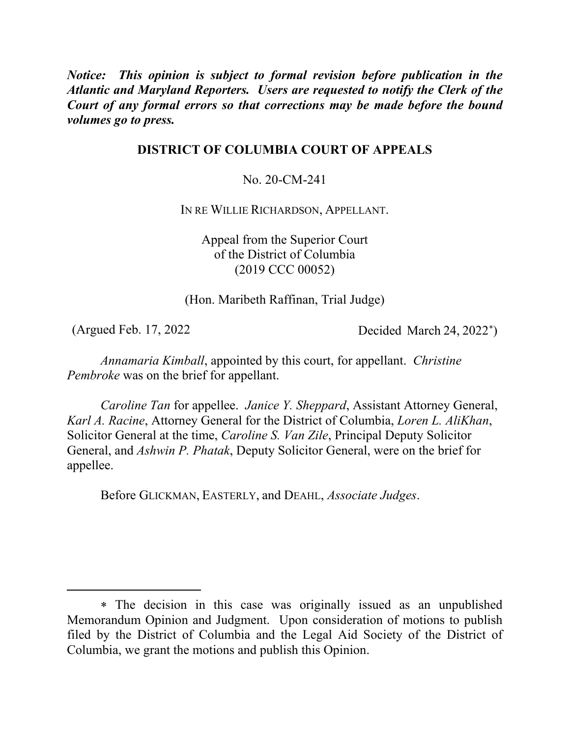***Notice: This opinion is subject to formal revision before publication in the Atlantic and Maryland Reporters. Users are requested to notify the Clerk of the Court of any formal errors so that corrections may be made before the bound volumes go to press.***

**DISTRICT OF COLUMBIA COURT OF APPEALS**

No. 20-CM-241

IN RE WILLIE RICHARDSON, APPELLANT.

Appeal from the Superior Court
of the District of Columbia
(2019 CCC 00052)

(Hon. Maribeth Raffinan, Trial Judge)

(Argued Feb. 17, 2022 Decided March 24, 2022*)

*Annamaria Kimball*, appointed by this court, for appellant. *Christine Pembroke* was on the brief for appellant.

*Caroline Tan* for appellee. *Janice Y. Sheppard*, Assistant Attorney General, *Karl A. Racine*, Attorney General for the District of Columbia, *Loren L. AliKhan*, Solicitor General at the time, *Caroline S. Van Zile*, Principal Deputy Solicitor General, and *Ashwin P. Phatak*, Deputy Solicitor General, were on the brief for appellee.

Before GLICKMAN, EASTERLY, and DEAHL, *Associate Judges*.

---

* The decision in this case was originally issued as an unpublished Memorandum Opinion and Judgment. Upon consideration of motions to publish filed by the District of Columbia and the Legal Aid Society of the District of Columbia, we grant the motions and publish this Opinion.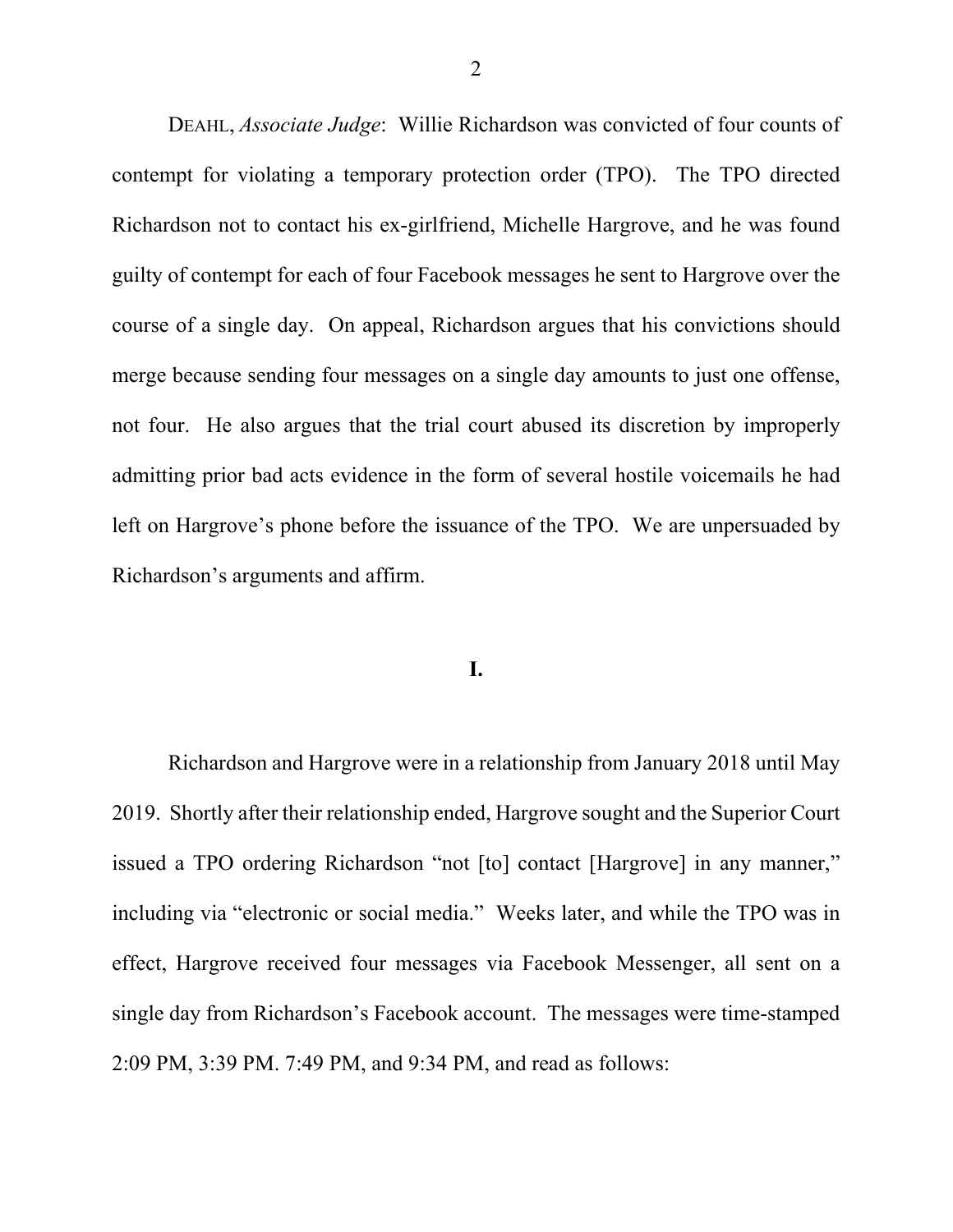DEAHL, *Associate Judge*: Willie Richardson was convicted of four counts of contempt for violating a temporary protection order (TPO). The TPO directed Richardson not to contact his ex-girlfriend, Michelle Hargrove, and he was found guilty of contempt for each of four Facebook messages he sent to Hargrove over the course of a single day. On appeal, Richardson argues that his convictions should merge because sending four messages on a single day amounts to just one offense, not four. He also argues that the trial court abused its discretion by improperly admitting prior bad acts evidence in the form of several hostile voicemails he had left on Hargrove's phone before the issuance of the TPO. We are unpersuaded by Richardson's arguments and affirm.

## I.

Richardson and Hargrove were in a relationship from January 2018 until May 2019. Shortly after their relationship ended, Hargrove sought and the Superior Court issued a TPO ordering Richardson "not [to] contact [Hargrove] in any manner," including via "electronic or social media." Weeks later, and while the TPO was in effect, Hargrove received four messages via Facebook Messenger, all sent on a single day from Richardson's Facebook account. The messages were time-stamped 2:09 PM, 3:39 PM. 7:49 PM, and 9:34 PM, and read as follows: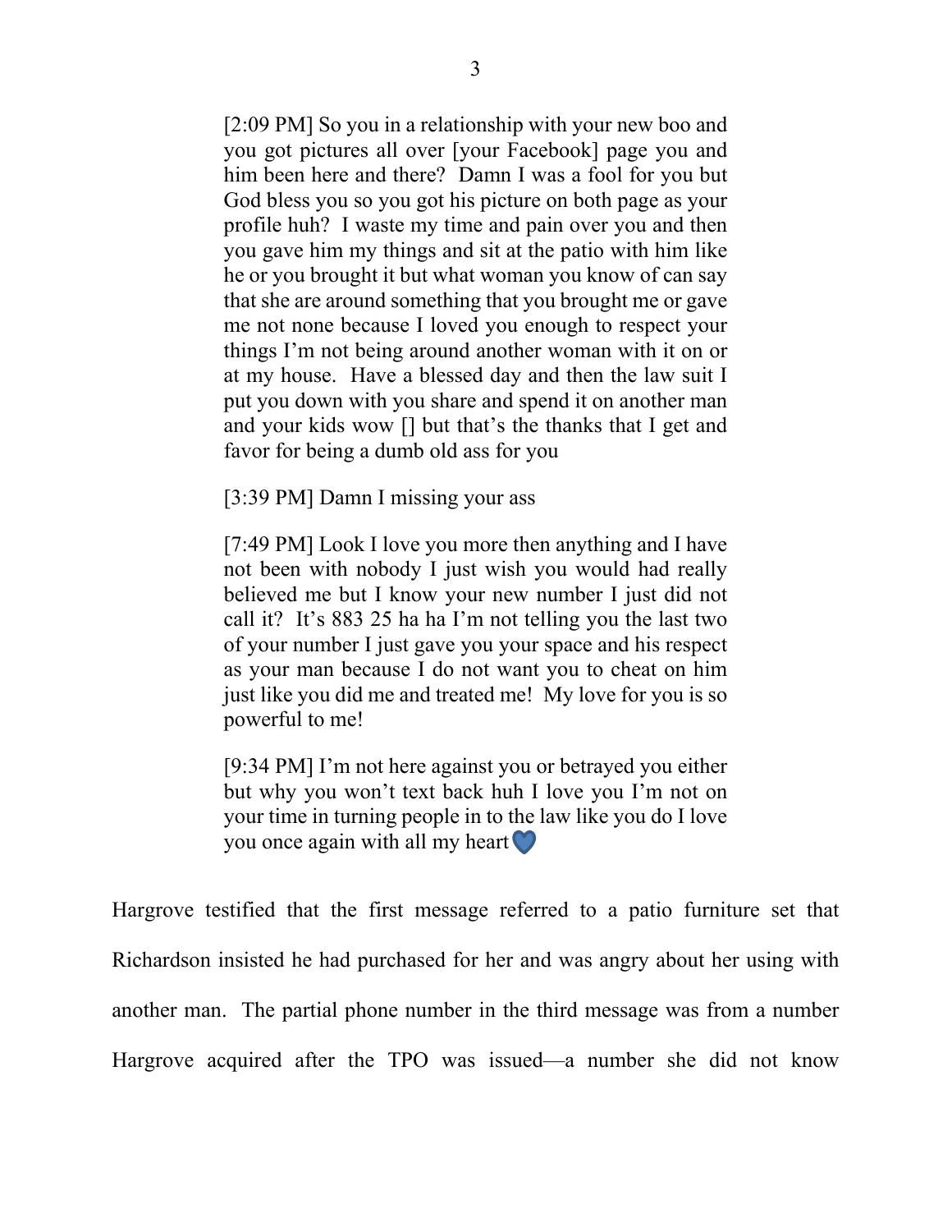> [2:09 PM] So you in a relationship with your new boo and you got pictures all over [your Facebook] page you and him been here and there? Damn I was a fool for you but God bless you so you got his picture on both page as your profile huh? I waste my time and pain over you and then you gave him my things and sit at the patio with him like he or you brought it but what woman you know of can say that she are around something that you brought me or gave me not none because I loved you enough to respect your things I'm not being around another woman with it on or at my house. Have a blessed day and then the law suit I put you down with you share and spend it on another man and your kids wow [] but that's the thanks that I get and favor for being a dumb old ass for you
>
> [3:39 PM] Damn I missing your ass
>
> [7:49 PM] Look I love you more then anything and I have not been with nobody I just wish you would had really believed me but I know your new number I just did not call it? It's 883 25 ha ha I'm not telling you the last two of your number I just gave you your space and his respect as your man because I do not want you to cheat on him just like you did me and treated me! My love for you is so powerful to me!
>
> [9:34 PM] I'm not here against you or betrayed you either but why you won't text back huh I love you I'm not on your time in turning people in to the law like you do I love you once again with all my heart 💙

Hargrove testified that the first message referred to a patio furniture set that Richardson insisted he had purchased for her and was angry about her using with another man. The partial phone number in the third message was from a number Hargrove acquired after the TPO was issued—a number she did not know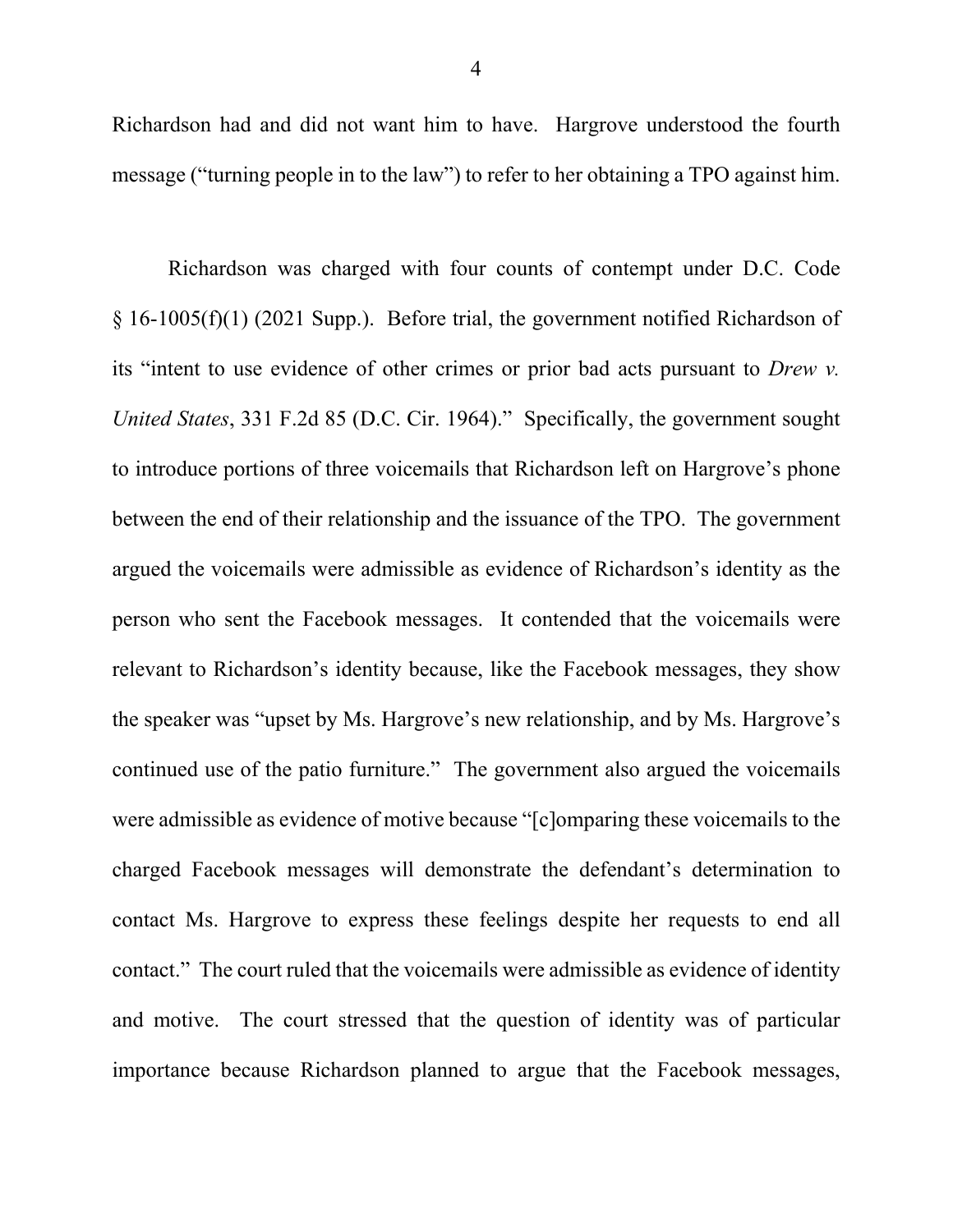Richardson had and did not want him to have. Hargrove understood the fourth message ("turning people in to the law") to refer to her obtaining a TPO against him.

Richardson was charged with four counts of contempt under D.C. Code § 16-1005(f)(1) (2021 Supp.). Before trial, the government notified Richardson of its "intent to use evidence of other crimes or prior bad acts pursuant to *Drew v. United States*, 331 F.2d 85 (D.C. Cir. 1964)." Specifically, the government sought to introduce portions of three voicemails that Richardson left on Hargrove's phone between the end of their relationship and the issuance of the TPO. The government argued the voicemails were admissible as evidence of Richardson's identity as the person who sent the Facebook messages. It contended that the voicemails were relevant to Richardson's identity because, like the Facebook messages, they show the speaker was "upset by Ms. Hargrove's new relationship, and by Ms. Hargrove's continued use of the patio furniture." The government also argued the voicemails were admissible as evidence of motive because "[c]omparing these voicemails to the charged Facebook messages will demonstrate the defendant's determination to contact Ms. Hargrove to express these feelings despite her requests to end all contact." The court ruled that the voicemails were admissible as evidence of identity and motive. The court stressed that the question of identity was of particular importance because Richardson planned to argue that the Facebook messages,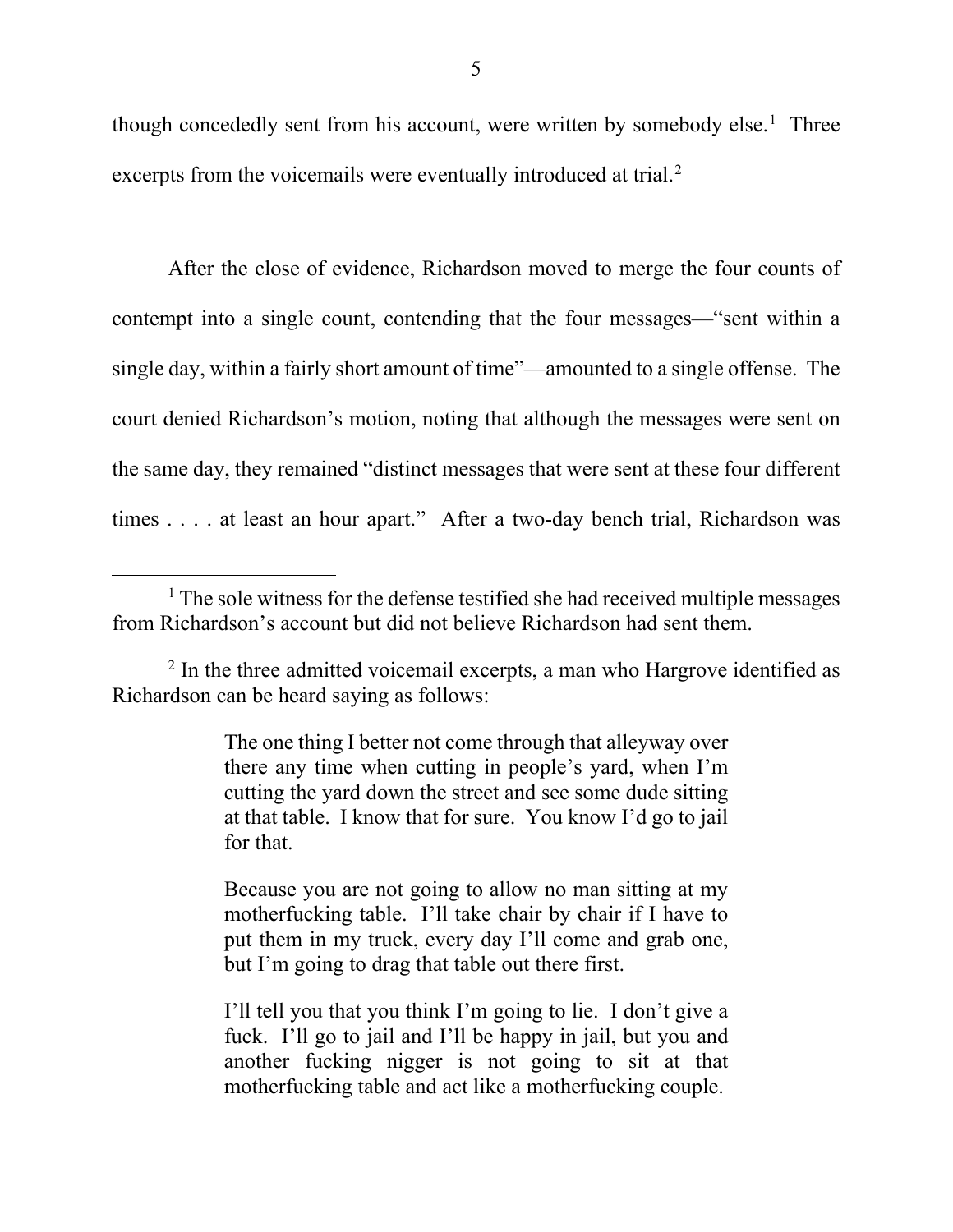though concededly sent from his account, were written by somebody else.[1] Three excerpts from the voicemails were eventually introduced at trial.[2]

After the close of evidence, Richardson moved to merge the four counts of contempt into a single count, contending that the four messages—"sent within a single day, within a fairly short amount of time"—amounted to a single offense. The court denied Richardson's motion, noting that although the messages were sent on the same day, they remained "distinct messages that were sent at these four different times . . . . at least an hour apart." After a two-day bench trial, Richardson was

---

[1] The sole witness for the defense testified she had received multiple messages from Richardson's account but did not believe Richardson had sent them.

[2] In the three admitted voicemail excerpts, a man who Hargrove identified as Richardson can be heard saying as follows:

> The one thing I better not come through that alleyway over there any time when cutting in people's yard, when I'm cutting the yard down the street and see some dude sitting at that table. I know that for sure. You know I'd go to jail for that.
>
> Because you are not going to allow no man sitting at my motherfucking table. I'll take chair by chair if I have to put them in my truck, every day I'll come and grab one, but I'm going to drag that table out there first.
>
> I'll tell you that you think I'm going to lie. I don't give a fuck. I'll go to jail and I'll be happy in jail, but you and another fucking nigger is not going to sit at that motherfucking table and act like a motherfucking couple.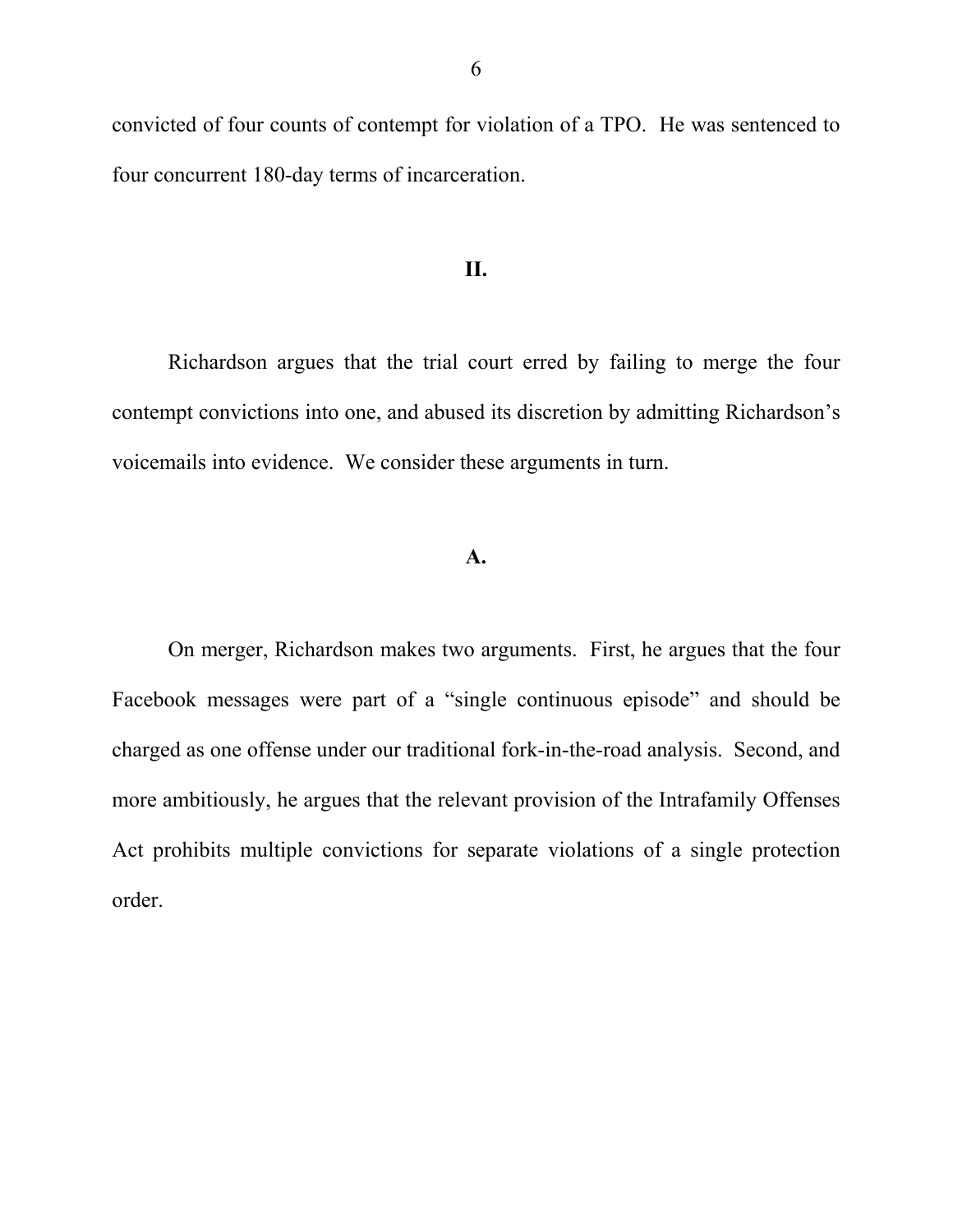convicted of four counts of contempt for violation of a TPO. He was sentenced to four concurrent 180-day terms of incarceration.

## II.

Richardson argues that the trial court erred by failing to merge the four contempt convictions into one, and abused its discretion by admitting Richardson's voicemails into evidence. We consider these arguments in turn.

### A.

On merger, Richardson makes two arguments. First, he argues that the four Facebook messages were part of a "single continuous episode" and should be charged as one offense under our traditional fork-in-the-road analysis. Second, and more ambitiously, he argues that the relevant provision of the Intrafamily Offenses Act prohibits multiple convictions for separate violations of a single protection order.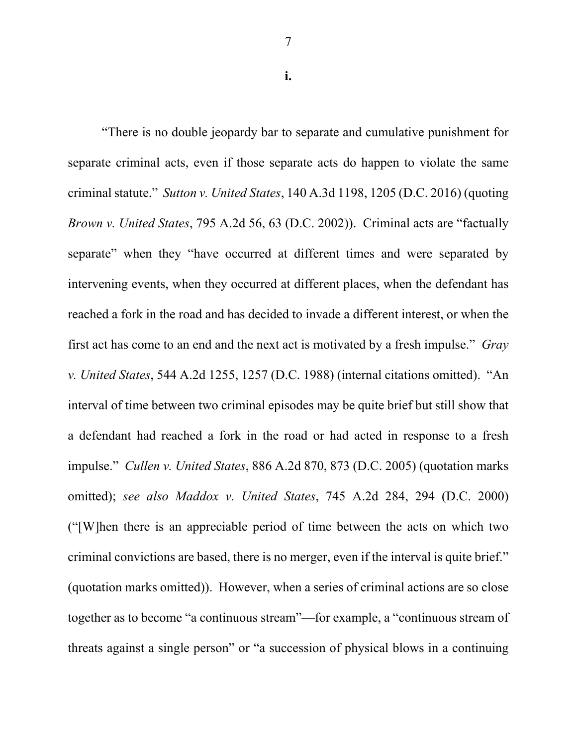**i.**

"There is no double jeopardy bar to separate and cumulative punishment for separate criminal acts, even if those separate acts do happen to violate the same criminal statute." *Sutton v. United States*, 140 A.3d 1198, 1205 (D.C. 2016) (quoting *Brown v. United States*, 795 A.2d 56, 63 (D.C. 2002)). Criminal acts are "factually separate" when they "have occurred at different times and were separated by intervening events, when they occurred at different places, when the defendant has reached a fork in the road and has decided to invade a different interest, or when the first act has come to an end and the next act is motivated by a fresh impulse." *Gray v. United States*, 544 A.2d 1255, 1257 (D.C. 1988) (internal citations omitted). "An interval of time between two criminal episodes may be quite brief but still show that a defendant had reached a fork in the road or had acted in response to a fresh impulse." *Cullen v. United States*, 886 A.2d 870, 873 (D.C. 2005) (quotation marks omitted); *see also Maddox v. United States*, 745 A.2d 284, 294 (D.C. 2000) ("[W]hen there is an appreciable period of time between the acts on which two criminal convictions are based, there is no merger, even if the interval is quite brief." (quotation marks omitted)). However, when a series of criminal actions are so close together as to become "a continuous stream"—for example, a "continuous stream of threats against a single person" or "a succession of physical blows in a continuing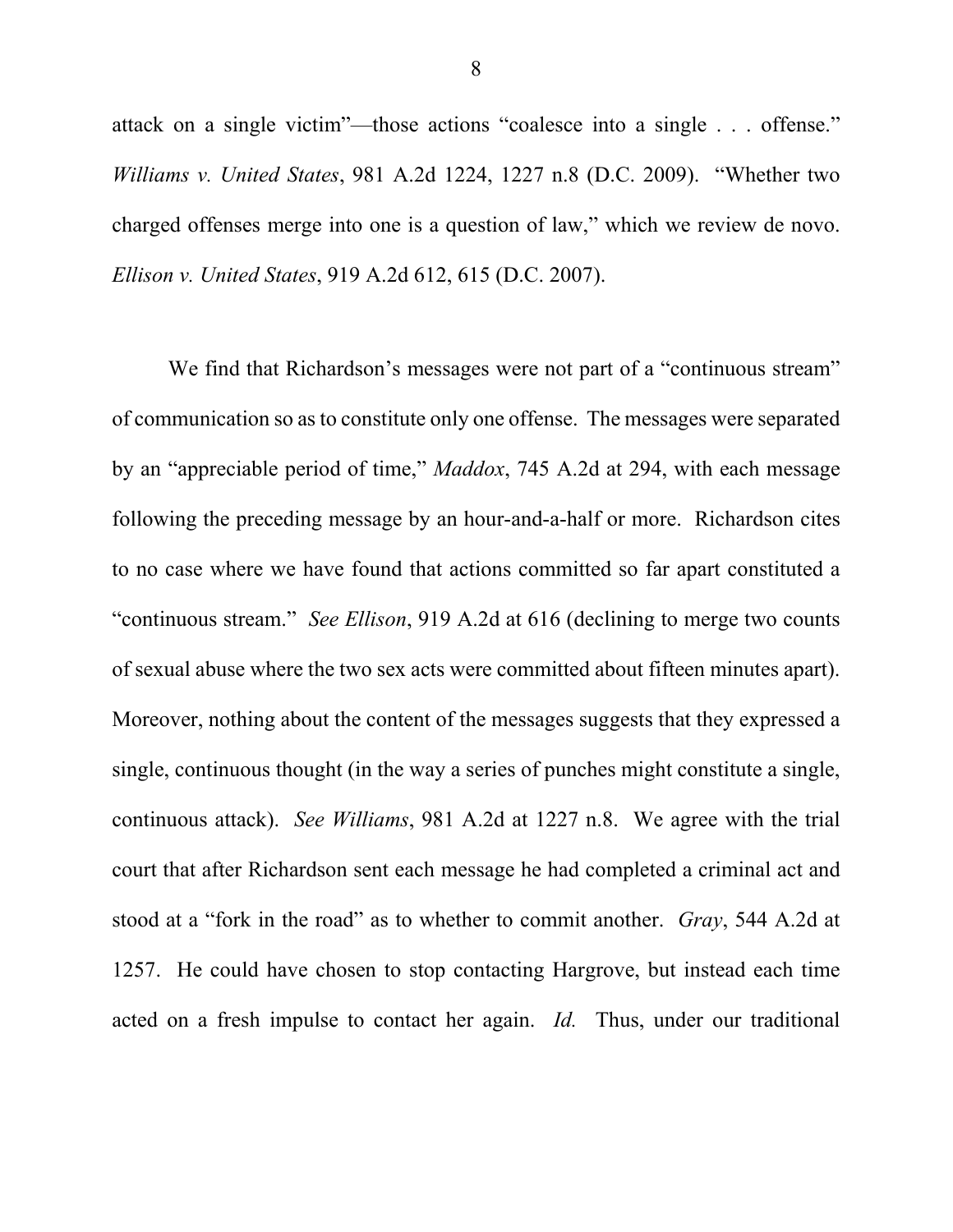attack on a single victim"—those actions "coalesce into a single . . . offense." *Williams v. United States*, 981 A.2d 1224, 1227 n.8 (D.C. 2009). "Whether two charged offenses merge into one is a question of law," which we review de novo. *Ellison v. United States*, 919 A.2d 612, 615 (D.C. 2007).

We find that Richardson's messages were not part of a "continuous stream" of communication so as to constitute only one offense. The messages were separated by an "appreciable period of time," *Maddox*, 745 A.2d at 294, with each message following the preceding message by an hour-and-a-half or more. Richardson cites to no case where we have found that actions committed so far apart constituted a "continuous stream." *See Ellison*, 919 A.2d at 616 (declining to merge two counts of sexual abuse where the two sex acts were committed about fifteen minutes apart). Moreover, nothing about the content of the messages suggests that they expressed a single, continuous thought (in the way a series of punches might constitute a single, continuous attack). *See Williams*, 981 A.2d at 1227 n.8. We agree with the trial court that after Richardson sent each message he had completed a criminal act and stood at a "fork in the road" as to whether to commit another. *Gray*, 544 A.2d at 1257. He could have chosen to stop contacting Hargrove, but instead each time acted on a fresh impulse to contact her again. *Id.* Thus, under our traditional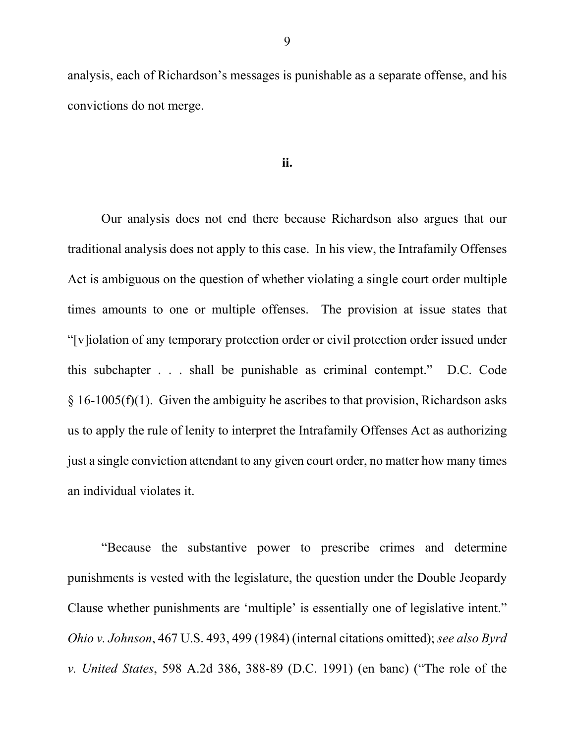analysis, each of Richardson's messages is punishable as a separate offense, and his convictions do not merge.

**ii.**

Our analysis does not end there because Richardson also argues that our traditional analysis does not apply to this case. In his view, the Intrafamily Offenses Act is ambiguous on the question of whether violating a single court order multiple times amounts to one or multiple offenses. The provision at issue states that "[v]iolation of any temporary protection order or civil protection order issued under this subchapter . . . shall be punishable as criminal contempt." D.C. Code § 16-1005(f)(1). Given the ambiguity he ascribes to that provision, Richardson asks us to apply the rule of lenity to interpret the Intrafamily Offenses Act as authorizing just a single conviction attendant to any given court order, no matter how many times an individual violates it.

"Because the substantive power to prescribe crimes and determine punishments is vested with the legislature, the question under the Double Jeopardy Clause whether punishments are 'multiple' is essentially one of legislative intent." *Ohio v. Johnson*, 467 U.S. 493, 499 (1984) (internal citations omitted); *see also Byrd v. United States*, 598 A.2d 386, 388-89 (D.C. 1991) (en banc) ("The role of the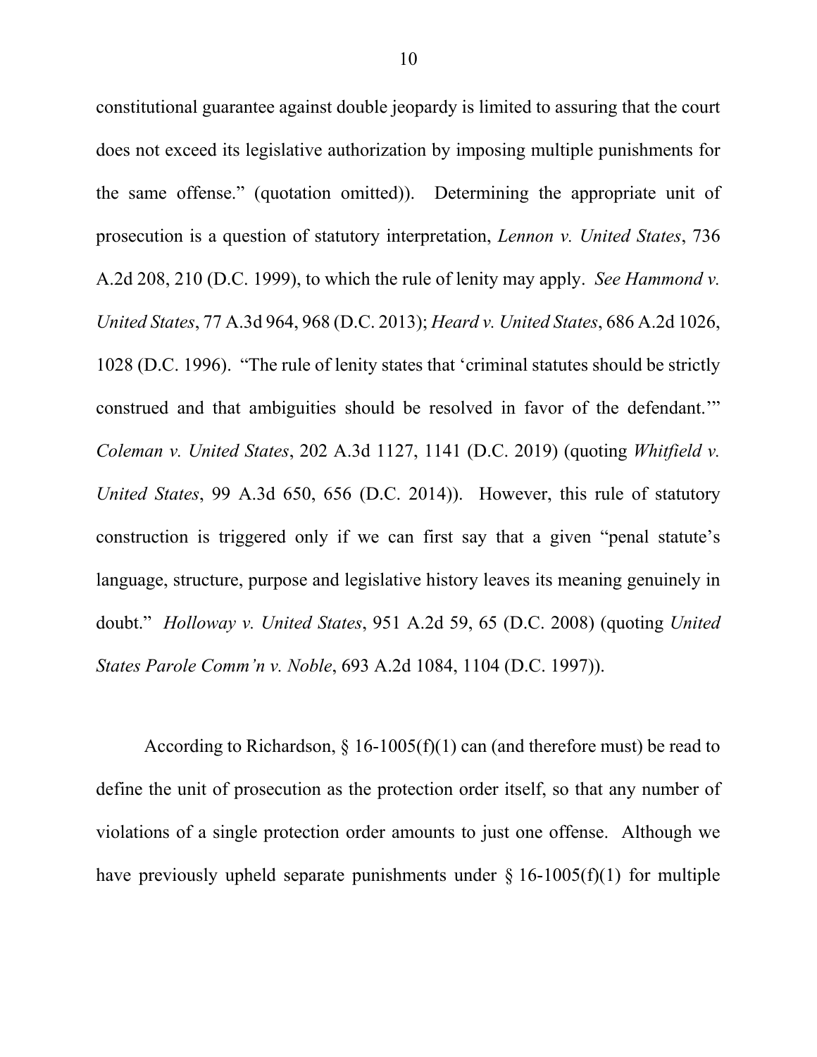constitutional guarantee against double jeopardy is limited to assuring that the court does not exceed its legislative authorization by imposing multiple punishments for the same offense." (quotation omitted)). Determining the appropriate unit of prosecution is a question of statutory interpretation, *Lennon v. United States*, 736 A.2d 208, 210 (D.C. 1999), to which the rule of lenity may apply. *See Hammond v. United States*, 77 A.3d 964, 968 (D.C. 2013); *Heard v. United States*, 686 A.2d 1026, 1028 (D.C. 1996). "The rule of lenity states that 'criminal statutes should be strictly construed and that ambiguities should be resolved in favor of the defendant.'" *Coleman v. United States*, 202 A.3d 1127, 1141 (D.C. 2019) (quoting *Whitfield v. United States*, 99 A.3d 650, 656 (D.C. 2014)). However, this rule of statutory construction is triggered only if we can first say that a given "penal statute's language, structure, purpose and legislative history leaves its meaning genuinely in doubt." *Holloway v. United States*, 951 A.2d 59, 65 (D.C. 2008) (quoting *United States Parole Comm'n v. Noble*, 693 A.2d 1084, 1104 (D.C. 1997)).

According to Richardson, § 16-1005(f)(1) can (and therefore must) be read to define the unit of prosecution as the protection order itself, so that any number of violations of a single protection order amounts to just one offense. Although we have previously upheld separate punishments under § 16-1005(f)(1) for multiple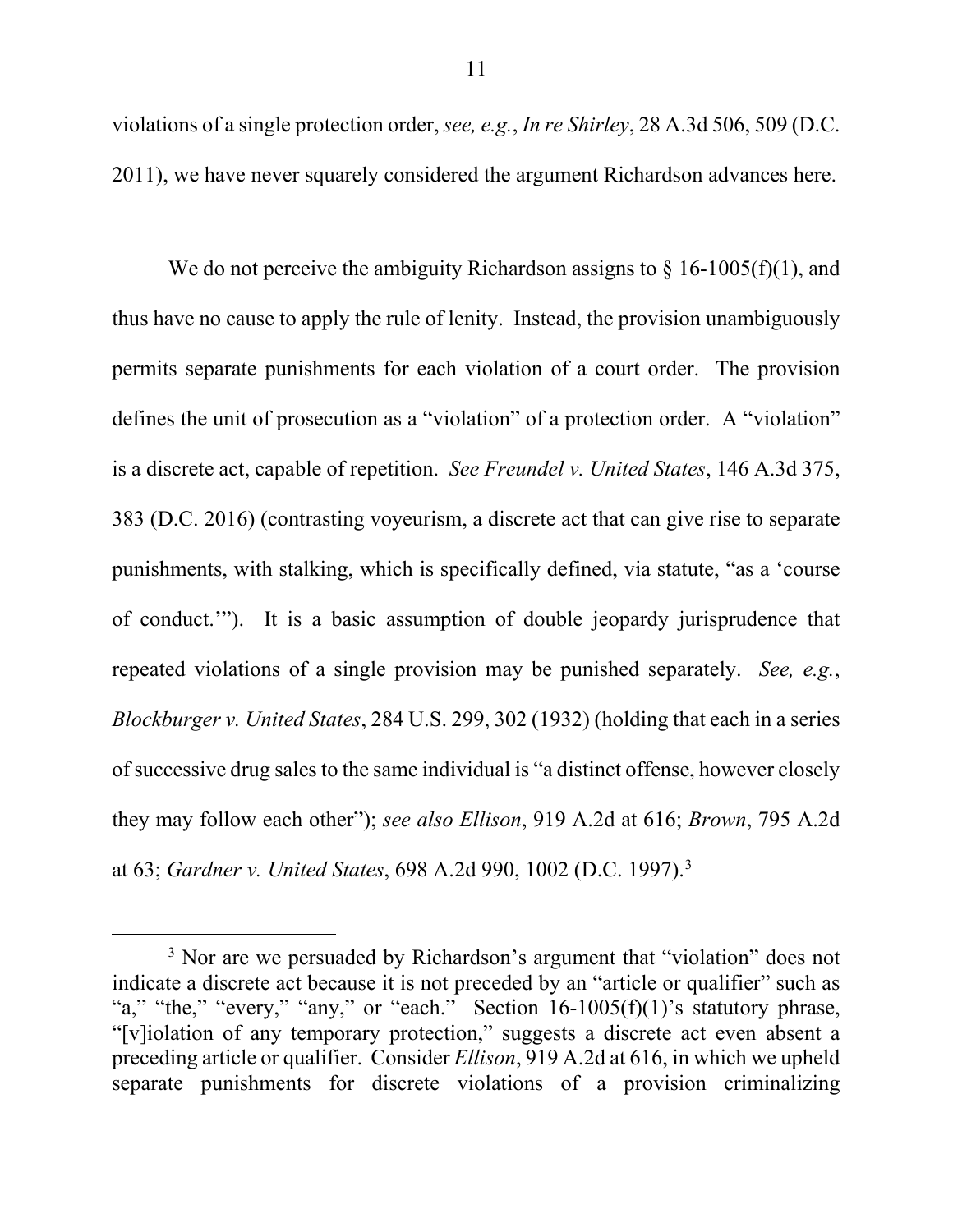violations of a single protection order, *see, e.g.*, *In re Shirley*, 28 A.3d 506, 509 (D.C. 2011), we have never squarely considered the argument Richardson advances here.

We do not perceive the ambiguity Richardson assigns to § 16-1005(f)(1), and thus have no cause to apply the rule of lenity. Instead, the provision unambiguously permits separate punishments for each violation of a court order. The provision defines the unit of prosecution as a "violation" of a protection order. A "violation" is a discrete act, capable of repetition. *See Freundel v. United States*, 146 A.3d 375, 383 (D.C. 2016) (contrasting voyeurism, a discrete act that can give rise to separate punishments, with stalking, which is specifically defined, via statute, "as a 'course of conduct.'"). It is a basic assumption of double jeopardy jurisprudence that repeated violations of a single provision may be punished separately. *See, e.g.*, *Blockburger v. United States*, 284 U.S. 299, 302 (1932) (holding that each in a series of successive drug sales to the same individual is "a distinct offense, however closely they may follow each other"); *see also Ellison*, 919 A.2d at 616; *Brown*, 795 A.2d at 63; *Gardner v. United States*, 698 A.2d 990, 1002 (D.C. 1997).[3]

---

[3] Nor are we persuaded by Richardson's argument that "violation" does not indicate a discrete act because it is not preceded by an "article or qualifier" such as "a," "the," "every," "any," or "each." Section 16-1005(f)(1)'s statutory phrase, "[v]iolation of any temporary protection," suggests a discrete act even absent a preceding article or qualifier. Consider *Ellison*, 919 A.2d at 616, in which we upheld separate punishments for discrete violations of a provision criminalizing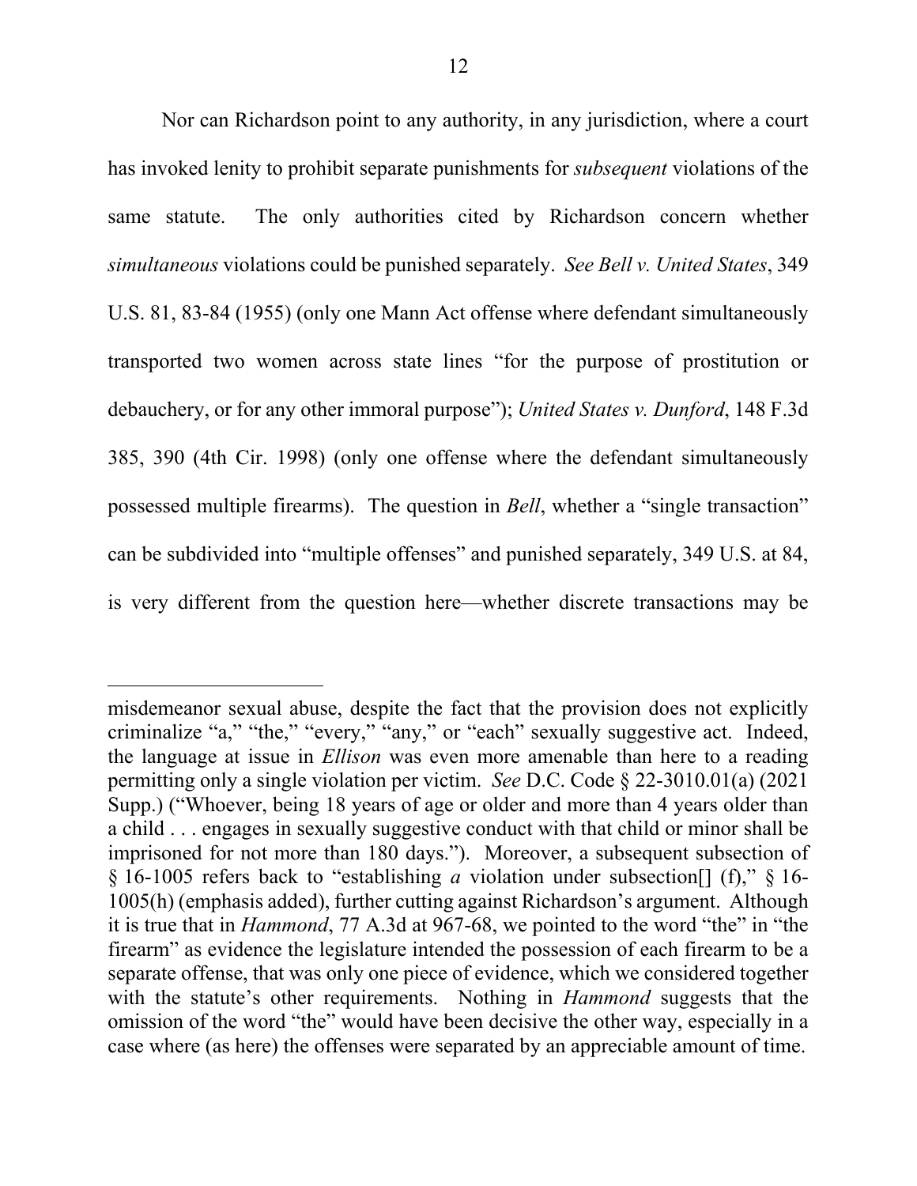Nor can Richardson point to any authority, in any jurisdiction, where a court has invoked lenity to prohibit separate punishments for *subsequent* violations of the same statute. The only authorities cited by Richardson concern whether *simultaneous* violations could be punished separately. *See Bell v. United States*, 349 U.S. 81, 83-84 (1955) (only one Mann Act offense where defendant simultaneously transported two women across state lines "for the purpose of prostitution or debauchery, or for any other immoral purpose"); *United States v. Dunford*, 148 F.3d 385, 390 (4th Cir. 1998) (only one offense where the defendant simultaneously possessed multiple firearms). The question in *Bell*, whether a "single transaction" can be subdivided into "multiple offenses" and punished separately, 349 U.S. at 84, is very different from the question here—whether discrete transactions may be

---

misdemeanor sexual abuse, despite the fact that the provision does not explicitly criminalize "a," "the," "every," "any," or "each" sexually suggestive act. Indeed, the language at issue in *Ellison* was even more amenable than here to a reading permitting only a single violation per victim. *See* D.C. Code § 22-3010.01(a) (2021 Supp.) ("Whoever, being 18 years of age or older and more than 4 years older than a child . . . engages in sexually suggestive conduct with that child or minor shall be imprisoned for not more than 180 days."). Moreover, a subsequent subsection of § 16-1005 refers back to "establishing *a* violation under subsection[] (f)," § 16-1005(h) (emphasis added), further cutting against Richardson's argument. Although it is true that in *Hammond*, 77 A.3d at 967-68, we pointed to the word "the" in "the firearm" as evidence the legislature intended the possession of each firearm to be a separate offense, that was only one piece of evidence, which we considered together with the statute's other requirements. Nothing in *Hammond* suggests that the omission of the word "the" would have been decisive the other way, especially in a case where (as here) the offenses were separated by an appreciable amount of time.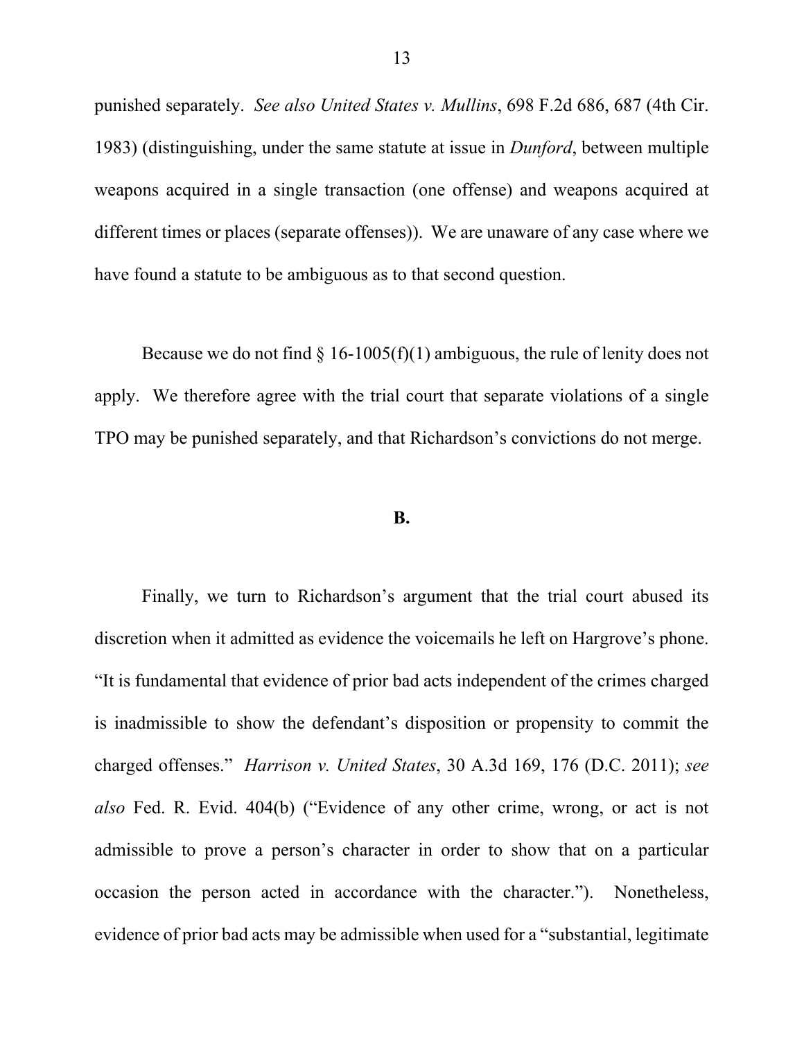punished separately. *See also United States v. Mullins*, 698 F.2d 686, 687 (4th Cir. 1983) (distinguishing, under the same statute at issue in *Dunford*, between multiple weapons acquired in a single transaction (one offense) and weapons acquired at different times or places (separate offenses)). We are unaware of any case where we have found a statute to be ambiguous as to that second question.

Because we do not find § 16-1005(f)(1) ambiguous, the rule of lenity does not apply. We therefore agree with the trial court that separate violations of a single TPO may be punished separately, and that Richardson's convictions do not merge.

## B.

Finally, we turn to Richardson's argument that the trial court abused its discretion when it admitted as evidence the voicemails he left on Hargrove's phone. "It is fundamental that evidence of prior bad acts independent of the crimes charged is inadmissible to show the defendant's disposition or propensity to commit the charged offenses." *Harrison v. United States*, 30 A.3d 169, 176 (D.C. 2011); *see also* Fed. R. Evid. 404(b) ("Evidence of any other crime, wrong, or act is not admissible to prove a person's character in order to show that on a particular occasion the person acted in accordance with the character."). Nonetheless, evidence of prior bad acts may be admissible when used for a "substantial, legitimate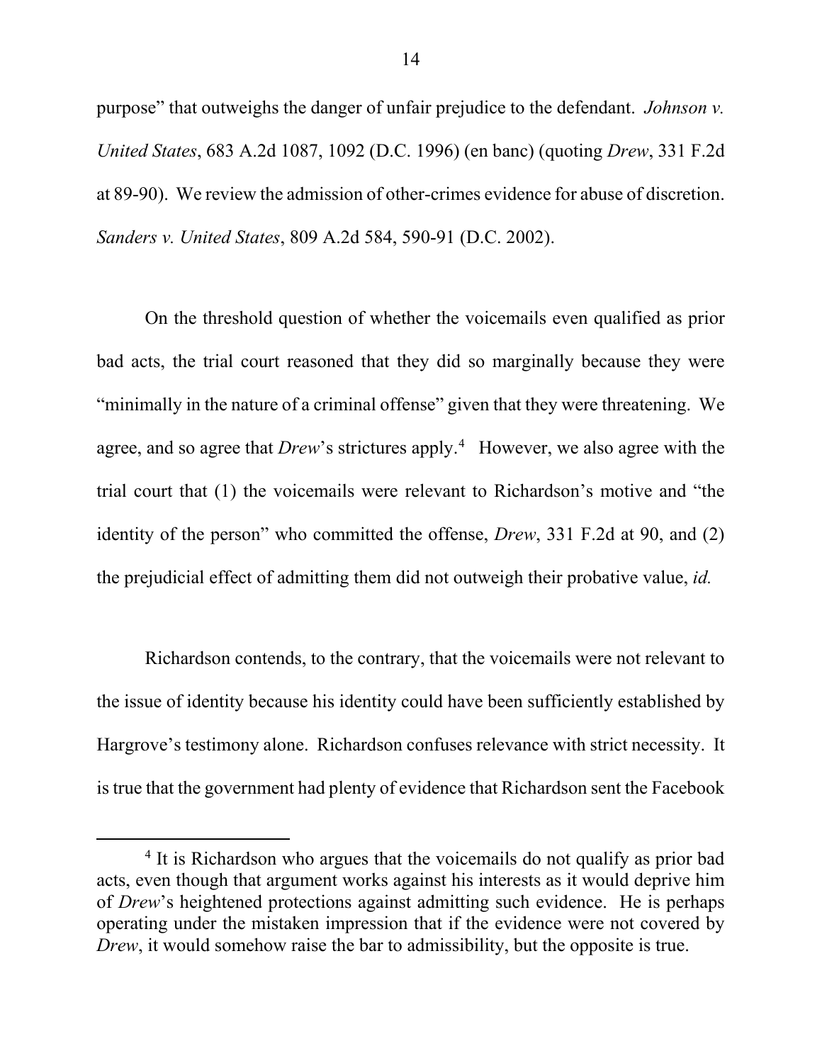purpose" that outweighs the danger of unfair prejudice to the defendant. *Johnson v. United States*, 683 A.2d 1087, 1092 (D.C. 1996) (en banc) (quoting *Drew*, 331 F.2d at 89-90). We review the admission of other-crimes evidence for abuse of discretion. *Sanders v. United States*, 809 A.2d 584, 590-91 (D.C. 2002).

On the threshold question of whether the voicemails even qualified as prior bad acts, the trial court reasoned that they did so marginally because they were "minimally in the nature of a criminal offense" given that they were threatening. We agree, and so agree that *Drew*'s strictures apply.[4] However, we also agree with the trial court that (1) the voicemails were relevant to Richardson's motive and "the identity of the person" who committed the offense, *Drew*, 331 F.2d at 90, and (2) the prejudicial effect of admitting them did not outweigh their probative value, *id.*

Richardson contends, to the contrary, that the voicemails were not relevant to the issue of identity because his identity could have been sufficiently established by Hargrove's testimony alone. Richardson confuses relevance with strict necessity. It is true that the government had plenty of evidence that Richardson sent the Facebook

[4] It is Richardson who argues that the voicemails do not qualify as prior bad acts, even though that argument works against his interests as it would deprive him of *Drew*'s heightened protections against admitting such evidence. He is perhaps operating under the mistaken impression that if the evidence were not covered by *Drew*, it would somehow raise the bar to admissibility, but the opposite is true.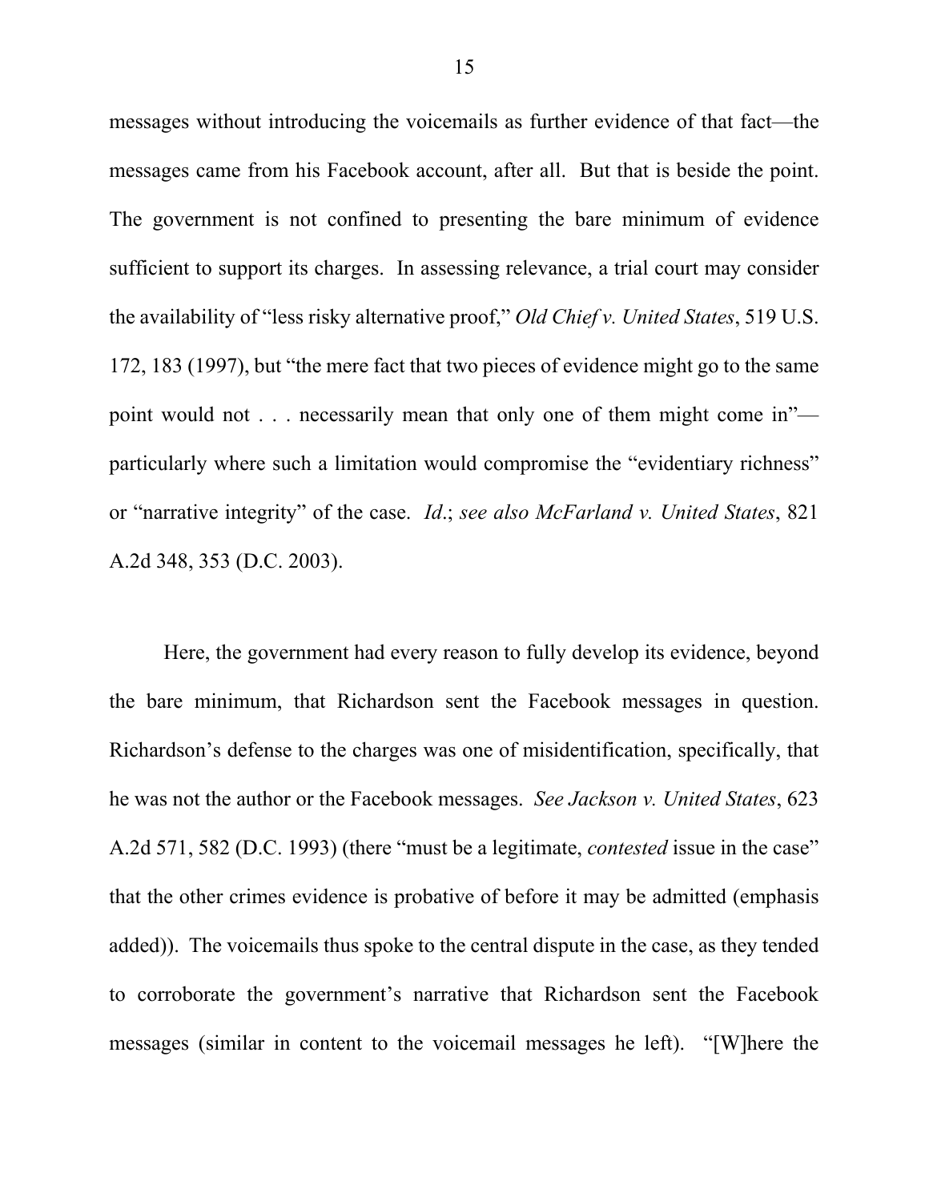messages without introducing the voicemails as further evidence of that fact—the messages came from his Facebook account, after all. But that is beside the point. The government is not confined to presenting the bare minimum of evidence sufficient to support its charges. In assessing relevance, a trial court may consider the availability of "less risky alternative proof," *Old Chief v. United States*, 519 U.S. 172, 183 (1997), but "the mere fact that two pieces of evidence might go to the same point would not . . . necessarily mean that only one of them might come in"—particularly where such a limitation would compromise the "evidentiary richness" or "narrative integrity" of the case. *Id*.; *see also McFarland v. United States*, 821 A.2d 348, 353 (D.C. 2003).

Here, the government had every reason to fully develop its evidence, beyond the bare minimum, that Richardson sent the Facebook messages in question. Richardson's defense to the charges was one of misidentification, specifically, that he was not the author or the Facebook messages. *See Jackson v. United States*, 623 A.2d 571, 582 (D.C. 1993) (there "must be a legitimate, *contested* issue in the case" that the other crimes evidence is probative of before it may be admitted (emphasis added)). The voicemails thus spoke to the central dispute in the case, as they tended to corroborate the government's narrative that Richardson sent the Facebook messages (similar in content to the voicemail messages he left). "[W]here the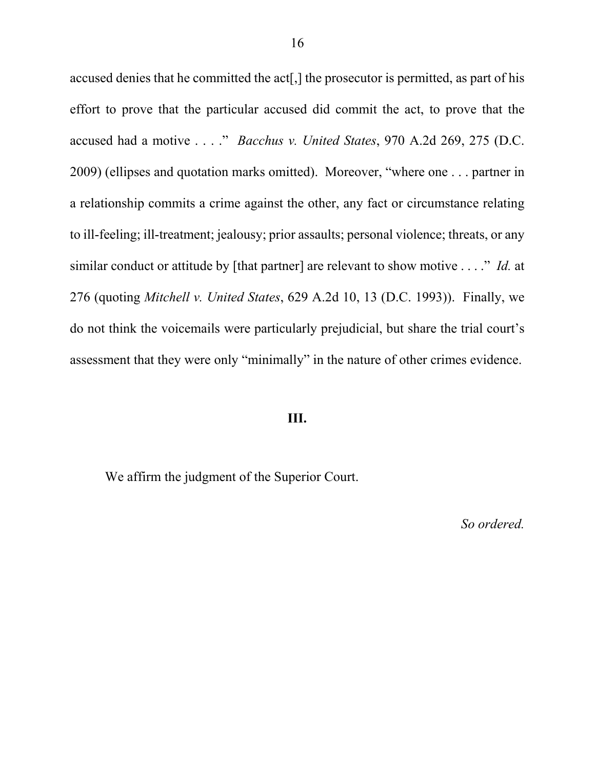accused denies that he committed the act[,] the prosecutor is permitted, as part of his effort to prove that the particular accused did commit the act, to prove that the accused had a motive . . . ." *Bacchus v. United States*, 970 A.2d 269, 275 (D.C. 2009) (ellipses and quotation marks omitted). Moreover, "where one . . . partner in a relationship commits a crime against the other, any fact or circumstance relating to ill-feeling; ill-treatment; jealousy; prior assaults; personal violence; threats, or any similar conduct or attitude by [that partner] are relevant to show motive . . . ." *Id.* at 276 (quoting *Mitchell v. United States*, 629 A.2d 10, 13 (D.C. 1993)). Finally, we do not think the voicemails were particularly prejudicial, but share the trial court's assessment that they were only "minimally" in the nature of other crimes evidence.

### III.

We affirm the judgment of the Superior Court.

*So ordered.*